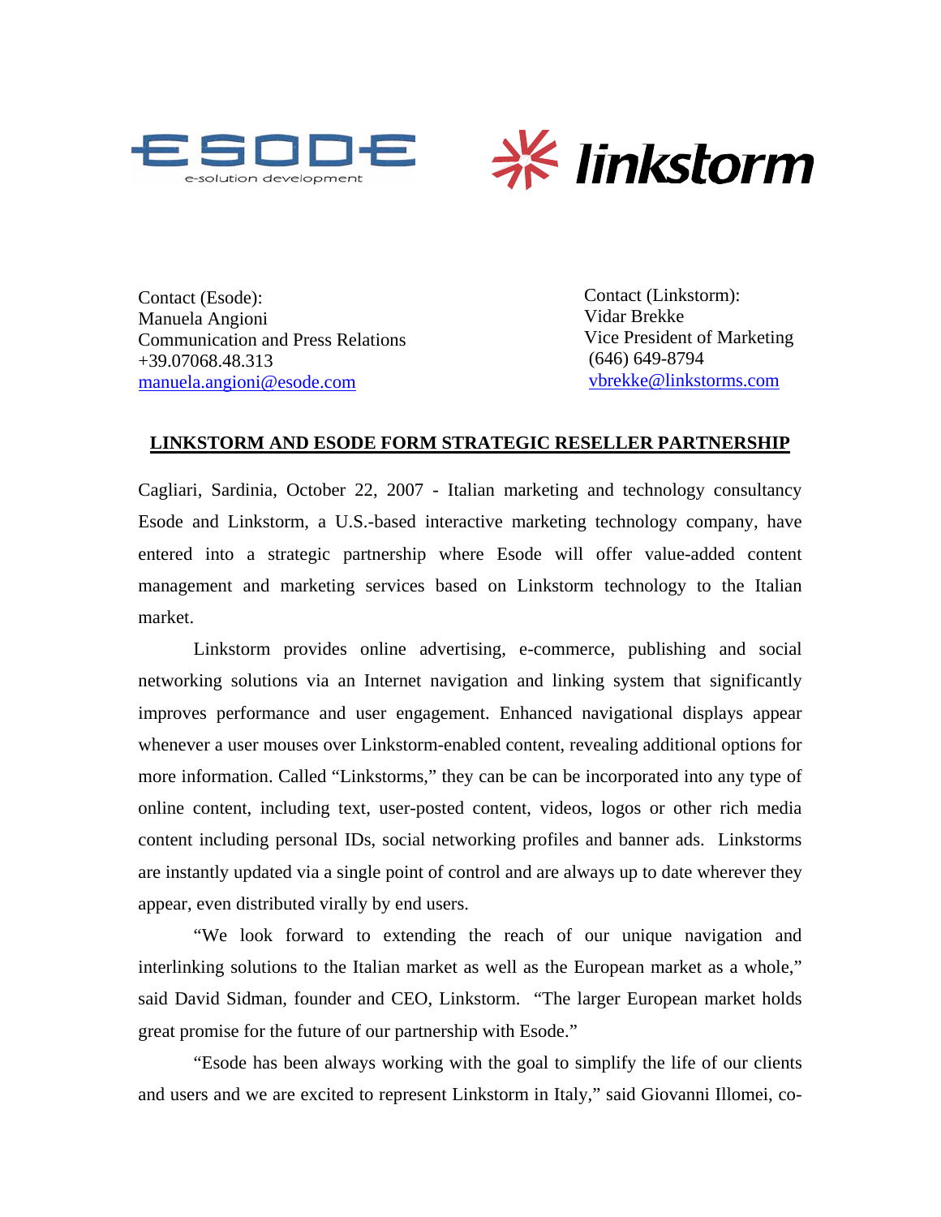Contact (Esode):
Manuela Angioni
Communication and Press Relations
+39.07068.48.313
manuela.angioni@esode.com

Contact (Linkstorm):
Vidar Brekke
Vice President of Marketing
(646) 649-8794
vbrekke@linkstorms.com

## LINKSTORM AND ESODE FORM STRATEGIC RESELLER PARTNERSHIP

Cagliari, Sardinia, October 22, 2007 - Italian marketing and technology consultancy Esode and Linkstorm, a U.S.-based interactive marketing technology company, have entered into a strategic partnership where Esode will offer value-added content management and marketing services based on Linkstorm technology to the Italian market.

Linkstorm provides online advertising, e-commerce, publishing and social networking solutions via an Internet navigation and linking system that significantly improves performance and user engagement. Enhanced navigational displays appear whenever a user mouses over Linkstorm-enabled content, revealing additional options for more information. Called "Linkstorms," they can be can be incorporated into any type of online content, including text, user-posted content, videos, logos or other rich media content including personal IDs, social networking profiles and banner ads. Linkstorms are instantly updated via a single point of control and are always up to date wherever they appear, even distributed virally by end users.

"We look forward to extending the reach of our unique navigation and interlinking solutions to the Italian market as well as the European market as a whole," said David Sidman, founder and CEO, Linkstorm. "The larger European market holds great promise for the future of our partnership with Esode."

"Esode has been always working with the goal to simplify the life of our clients and users and we are excited to represent Linkstorm in Italy," said Giovanni Illomei, co-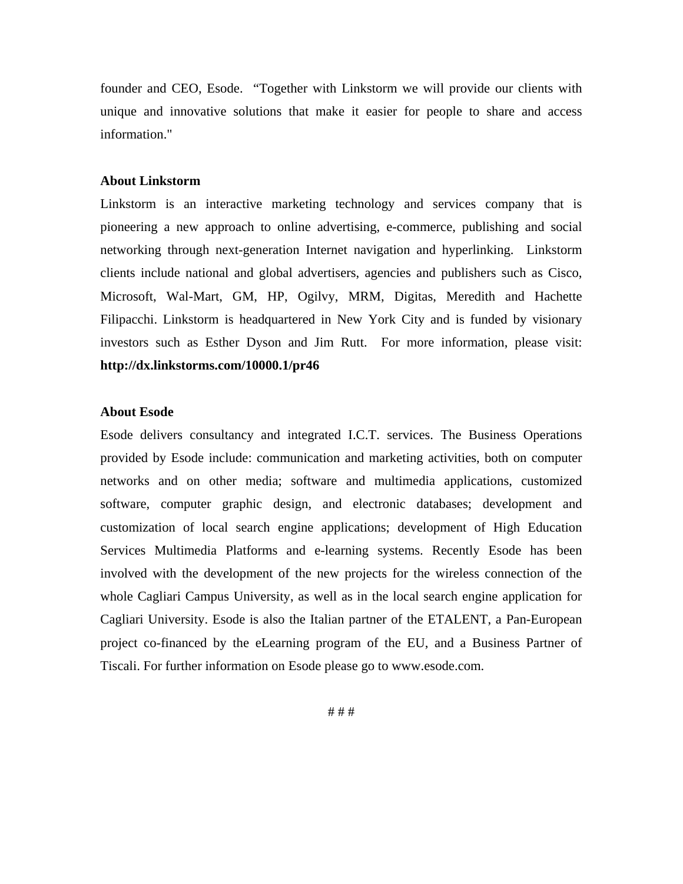founder and CEO, Esode. "Together with Linkstorm we will provide our clients with unique and innovative solutions that make it easier for people to share and access information."

**About Linkstorm**

Linkstorm is an interactive marketing technology and services company that is pioneering a new approach to online advertising, e-commerce, publishing and social networking through next-generation Internet navigation and hyperlinking. Linkstorm clients include national and global advertisers, agencies and publishers such as Cisco, Microsoft, Wal-Mart, GM, HP, Ogilvy, MRM, Digitas, Meredith and Hachette Filipacchi. Linkstorm is headquartered in New York City and is funded by visionary investors such as Esther Dyson and Jim Rutt. For more information, please visit: **http://dx.linkstorms.com/10000.1/pr46**

**About Esode**

Esode delivers consultancy and integrated I.C.T. services. The Business Operations provided by Esode include: communication and marketing activities, both on computer networks and on other media; software and multimedia applications, customized software, computer graphic design, and electronic databases; development and customization of local search engine applications; development of High Education Services Multimedia Platforms and e-learning systems. Recently Esode has been involved with the development of the new projects for the wireless connection of the whole Cagliari Campus University, as well as in the local search engine application for Cagliari University. Esode is also the Italian partner of the ETALENT, a Pan-European project co-financed by the eLearning program of the EU, and a Business Partner of Tiscali. For further information on Esode please go to www.esode.com.

# # #